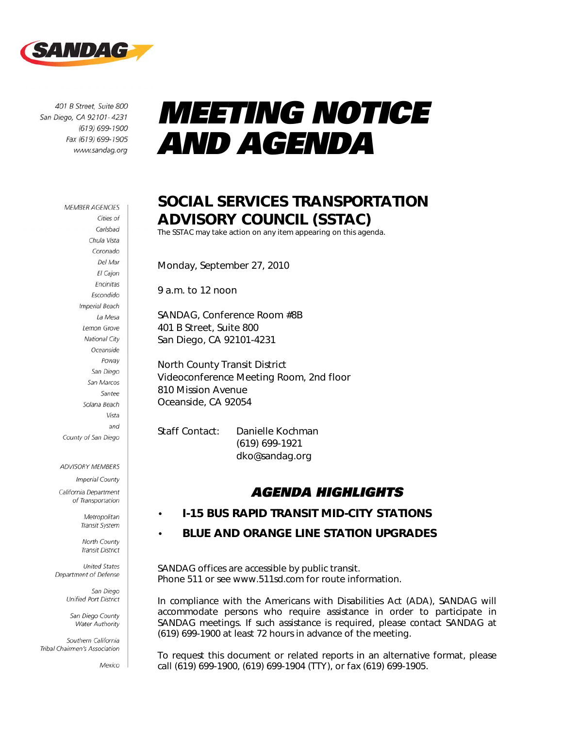SANDAG

401 B Street, Suite 800
San Diego, CA 92101-4231
(619) 699-1900
Fax (619) 699-1905
www.sandag.org

MEMBER AGENCIES
Cities of
Carlsbad
Chula Vista
Coronado
Del Mar
El Cajon
Encinitas
Escondido
Imperial Beach
La Mesa
Lemon Grove
National City
Oceanside
Poway
San Diego
San Marcos
Santee
Solana Beach
Vista
and
County of San Diego

ADVISORY MEMBERS
Imperial County
California Department of Transportation
Metropolitan Transit System
North County Transit District
United States Department of Defense
San Diego Unified Port District
San Diego County Water Authority
Southern California Tribal Chairmen's Association
Mexico

# MEETING NOTICE AND AGENDA

## SOCIAL SERVICES TRANSPORTATION ADVISORY COUNCIL (SSTAC)

The SSTAC may take action on any item appearing on this agenda.

Monday, September 27, 2010

9 a.m. to 12 noon

SANDAG, Conference Room #8B
401 B Street, Suite 800
San Diego, CA 92101-4231

North County Transit District
Videoconference Meeting Room, 2nd floor
810 Mission Avenue
Oceanside, CA 92054

Staff Contact: Danielle Kochman
(619) 699-1921
dko@sandag.org

### AGENDA HIGHLIGHTS

- **I-15 BUS RAPID TRANSIT MID-CITY STATIONS**
- **BLUE AND ORANGE LINE STATION UPGRADES**

SANDAG offices are accessible by public transit.
Phone 511 or see www.511sd.com for route information.

In compliance with the Americans with Disabilities Act (ADA), SANDAG will accommodate persons who require assistance in order to participate in SANDAG meetings. If such assistance is required, please contact SANDAG at (619) 699-1900 at least 72 hours in advance of the meeting.

To request this document or related reports in an alternative format, please call (619) 699-1900, (619) 699-1904 (TTY), or fax (619) 699-1905.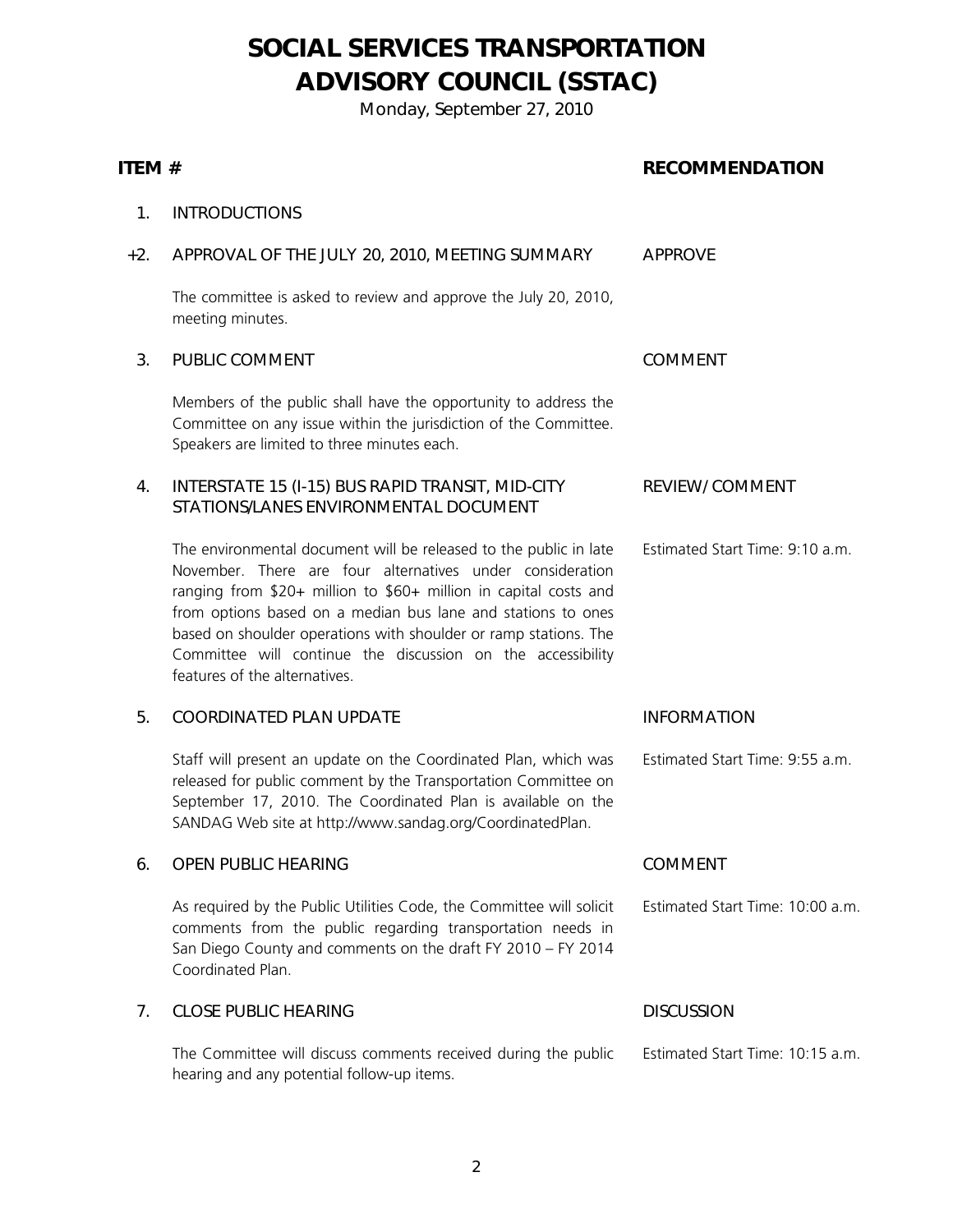# SOCIAL SERVICES TRANSPORTATION ADVISORY COUNCIL (SSTAC)

Monday, September 27, 2010

| ITEM # | | RECOMMENDATION |
|---|---|---|
| 1. | INTRODUCTIONS | |
| +2. | APPROVAL OF THE JULY 20, 2010, MEETING SUMMARY<br><br>The committee is asked to review and approve the July 20, 2010, meeting minutes. | APPROVE |
| 3. | PUBLIC COMMENT<br><br>Members of the public shall have the opportunity to address the Committee on any issue within the jurisdiction of the Committee. Speakers are limited to three minutes each. | COMMENT |
| 4. | INTERSTATE 15 (I-15) BUS RAPID TRANSIT, MID-CITY STATIONS/LANES ENVIRONMENTAL DOCUMENT<br><br>The environmental document will be released to the public in late November. There are four alternatives under consideration ranging from $20+ million to $60+ million in capital costs and from options based on a median bus lane and stations to ones based on shoulder operations with shoulder or ramp stations. The Committee will continue the discussion on the accessibility features of the alternatives. | REVIEW/COMMENT<br><br>Estimated Start Time: 9:10 a.m. |
| 5. | COORDINATED PLAN UPDATE<br><br>Staff will present an update on the Coordinated Plan, which was released for public comment by the Transportation Committee on September 17, 2010. The Coordinated Plan is available on the SANDAG Web site at http://www.sandag.org/CoordinatedPlan. | INFORMATION<br><br>Estimated Start Time: 9:55 a.m. |
| 6. | OPEN PUBLIC HEARING<br><br>As required by the Public Utilities Code, the Committee will solicit comments from the public regarding transportation needs in San Diego County and comments on the draft FY 2010 – FY 2014 Coordinated Plan. | COMMENT<br><br>Estimated Start Time: 10:00 a.m. |
| 7. | CLOSE PUBLIC HEARING<br><br>The Committee will discuss comments received during the public hearing and any potential follow-up items. | DISCUSSION<br><br>Estimated Start Time: 10:15 a.m. |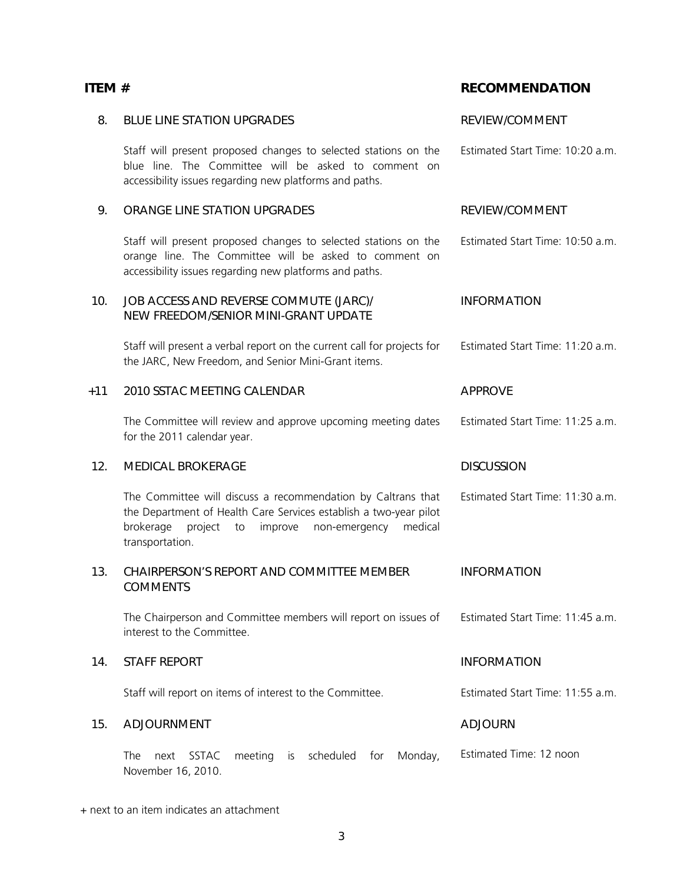| ITEM # | | RECOMMENDATION |
|---|---|---|
| 8. | BLUE LINE STATION UPGRADES | REVIEW/COMMENT |
| | Staff will present proposed changes to selected stations on the blue line. The Committee will be asked to comment on accessibility issues regarding new platforms and paths. | Estimated Start Time: 10:20 a.m. |
| 9. | ORANGE LINE STATION UPGRADES | REVIEW/COMMENT |
| | Staff will present proposed changes to selected stations on the orange line. The Committee will be asked to comment on accessibility issues regarding new platforms and paths. | Estimated Start Time: 10:50 a.m. |
| 10. | JOB ACCESS AND REVERSE COMMUTE (JARC)/ NEW FREEDOM/SENIOR MINI-GRANT UPDATE | INFORMATION |
| | Staff will present a verbal report on the current call for projects for the JARC, New Freedom, and Senior Mini-Grant items. | Estimated Start Time: 11:20 a.m. |
| +11 | 2010 SSTAC MEETING CALENDAR | APPROVE |
| | The Committee will review and approve upcoming meeting dates for the 2011 calendar year. | Estimated Start Time: 11:25 a.m. |
| 12. | MEDICAL BROKERAGE | DISCUSSION |
| | The Committee will discuss a recommendation by Caltrans that the Department of Health Care Services establish a two-year pilot brokerage project to improve non-emergency medical transportation. | Estimated Start Time: 11:30 a.m. |
| 13. | CHAIRPERSON'S REPORT AND COMMITTEE MEMBER COMMENTS | INFORMATION |
| | The Chairperson and Committee members will report on issues of interest to the Committee. | Estimated Start Time: 11:45 a.m. |
| 14. | STAFF REPORT | INFORMATION |
| | Staff will report on items of interest to the Committee. | Estimated Start Time: 11:55 a.m. |
| 15. | ADJOURNMENT | ADJOURN |
| | The next SSTAC meeting is scheduled for Monday, November 16, 2010. | Estimated Time: 12 noon |

+ next to an item indicates an attachment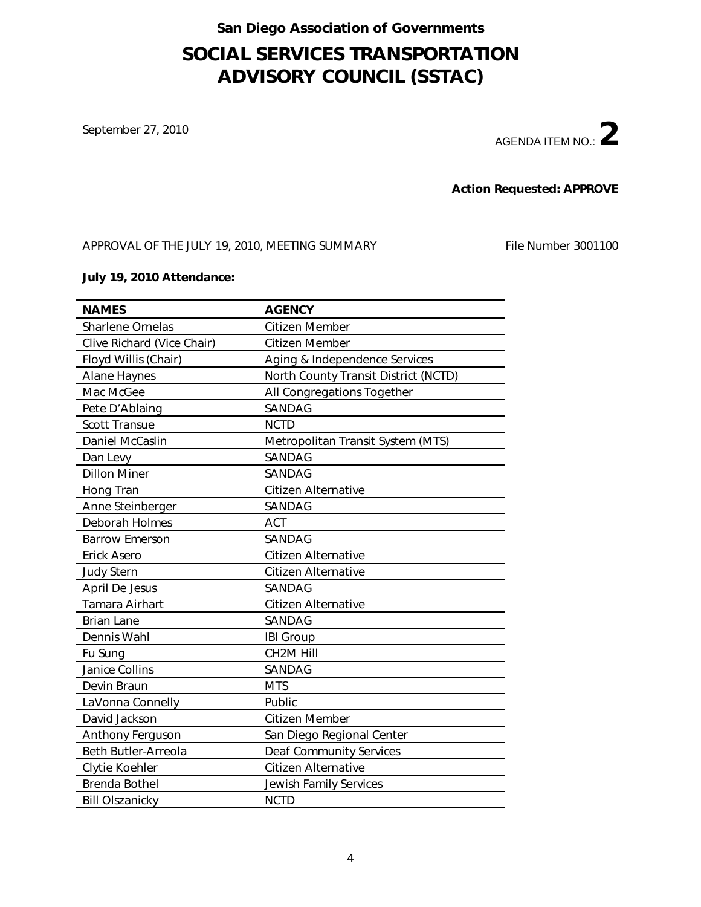**San Diego Association of Governments**

# SOCIAL SERVICES TRANSPORTATION ADVISORY COUNCIL (SSTAC)

September 27, 2010

AGENDA ITEM NO.: **2**

**Action Requested: APPROVE**

APPROVAL OF THE JULY 19, 2010, MEETING SUMMARY

File Number 3001100

**July 19, 2010 Attendance:**

| NAMES | AGENCY |
|---|---|
| Sharlene Ornelas | Citizen Member |
| Clive Richard (Vice Chair) | Citizen Member |
| Floyd Willis (Chair) | Aging & Independence Services |
| Alane Haynes | North County Transit District (NCTD) |
| Mac McGee | All Congregations Together |
| Pete D'Ablaing | SANDAG |
| Scott Transue | NCTD |
| Daniel McCaslin | Metropolitan Transit System (MTS) |
| Dan Levy | SANDAG |
| Dillon Miner | SANDAG |
| Hong Tran | Citizen Alternative |
| Anne Steinberger | SANDAG |
| Deborah Holmes | ACT |
| Barrow Emerson | SANDAG |
| Erick Asero | Citizen Alternative |
| Judy Stern | Citizen Alternative |
| April De Jesus | SANDAG |
| Tamara Airhart | Citizen Alternative |
| Brian Lane | SANDAG |
| Dennis Wahl | IBI Group |
| Fu Sung | CH2M Hill |
| Janice Collins | SANDAG |
| Devin Braun | MTS |
| LaVonna Connelly | Public |
| David Jackson | Citizen Member |
| Anthony Ferguson | San Diego Regional Center |
| Beth Butler-Arreola | Deaf Community Services |
| Clytie Koehler | Citizen Alternative |
| Brenda Bothel | Jewish Family Services |
| Bill Olszanicky | NCTD |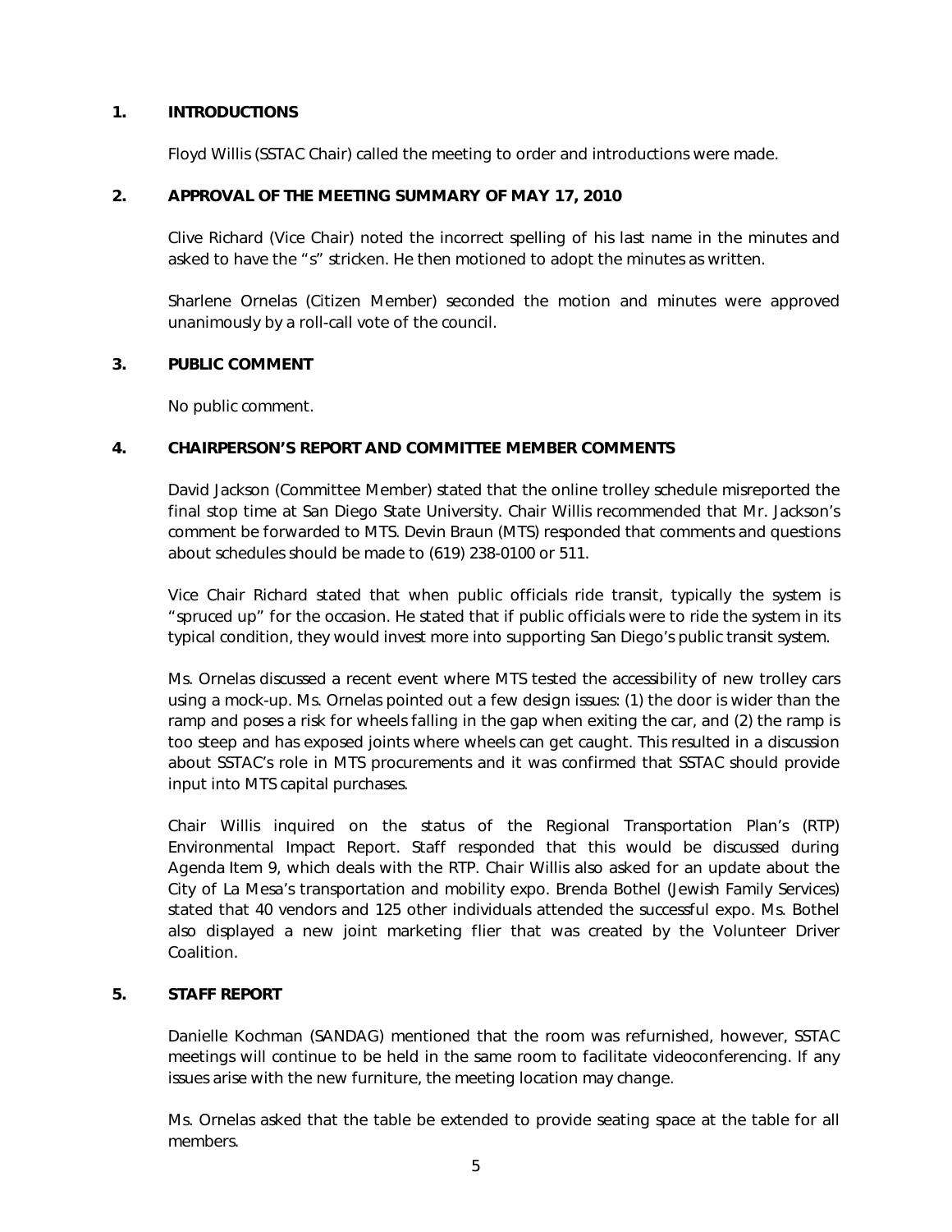## 1. INTRODUCTIONS

Floyd Willis (SSTAC Chair) called the meeting to order and introductions were made.

## 2. APPROVAL OF THE MEETING SUMMARY OF MAY 17, 2010

Clive Richard (Vice Chair) noted the incorrect spelling of his last name in the minutes and asked to have the "s" stricken. He then motioned to adopt the minutes as written.

Sharlene Ornelas (Citizen Member) seconded the motion and minutes were approved unanimously by a roll-call vote of the council.

## 3. PUBLIC COMMENT

No public comment.

## 4. CHAIRPERSON'S REPORT AND COMMITTEE MEMBER COMMENTS

David Jackson (Committee Member) stated that the online trolley schedule misreported the final stop time at San Diego State University. Chair Willis recommended that Mr. Jackson's comment be forwarded to MTS. Devin Braun (MTS) responded that comments and questions about schedules should be made to (619) 238-0100 or 511.

Vice Chair Richard stated that when public officials ride transit, typically the system is "spruced up" for the occasion. He stated that if public officials were to ride the system in its typical condition, they would invest more into supporting San Diego's public transit system.

Ms. Ornelas discussed a recent event where MTS tested the accessibility of new trolley cars using a mock-up. Ms. Ornelas pointed out a few design issues: (1) the door is wider than the ramp and poses a risk for wheels falling in the gap when exiting the car, and (2) the ramp is too steep and has exposed joints where wheels can get caught. This resulted in a discussion about SSTAC's role in MTS procurements and it was confirmed that SSTAC should provide input into MTS capital purchases.

Chair Willis inquired on the status of the Regional Transportation Plan's (RTP) Environmental Impact Report. Staff responded that this would be discussed during Agenda Item 9, which deals with the RTP. Chair Willis also asked for an update about the City of La Mesa's transportation and mobility expo. Brenda Bothel (Jewish Family Services) stated that 40 vendors and 125 other individuals attended the successful expo. Ms. Bothel also displayed a new joint marketing flier that was created by the Volunteer Driver Coalition.

## 5. STAFF REPORT

Danielle Kochman (SANDAG) mentioned that the room was refurnished, however, SSTAC meetings will continue to be held in the same room to facilitate videoconferencing. If any issues arise with the new furniture, the meeting location may change.

Ms. Ornelas asked that the table be extended to provide seating space at the table for all members.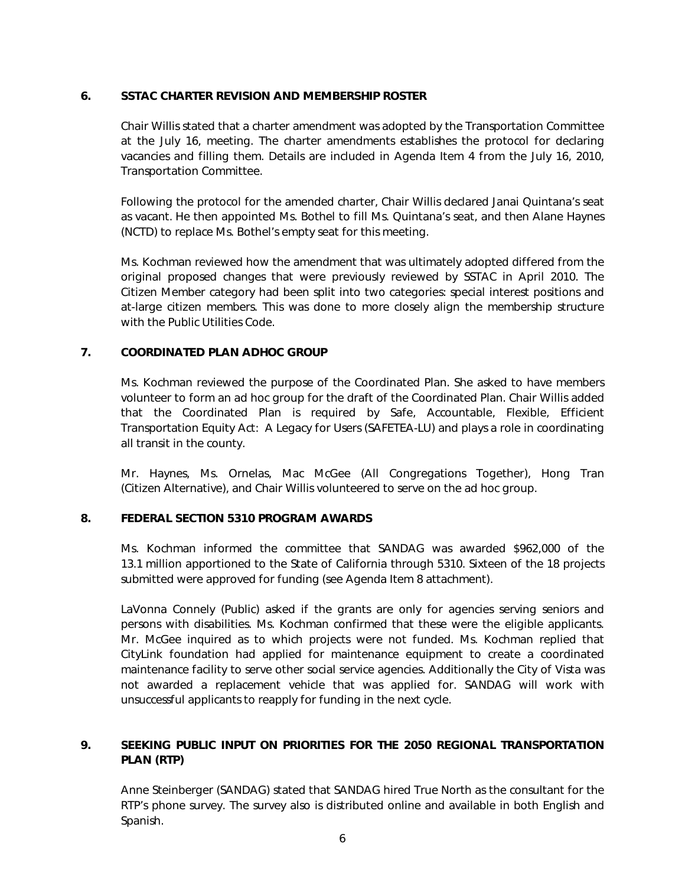**6. SSTAC CHARTER REVISION AND MEMBERSHIP ROSTER**

Chair Willis stated that a charter amendment was adopted by the Transportation Committee at the July 16, meeting. The charter amendments establishes the protocol for declaring vacancies and filling them. Details are included in Agenda Item 4 from the July 16, 2010, Transportation Committee.

Following the protocol for the amended charter, Chair Willis declared Janai Quintana's seat as vacant. He then appointed Ms. Bothel to fill Ms. Quintana's seat, and then Alane Haynes (NCTD) to replace Ms. Bothel's empty seat for this meeting.

Ms. Kochman reviewed how the amendment that was ultimately adopted differed from the original proposed changes that were previously reviewed by SSTAC in April 2010. The Citizen Member category had been split into two categories: special interest positions and at-large citizen members. This was done to more closely align the membership structure with the Public Utilities Code.

**7. COORDINATED PLAN ADHOC GROUP**

Ms. Kochman reviewed the purpose of the Coordinated Plan. She asked to have members volunteer to form an ad hoc group for the draft of the Coordinated Plan. Chair Willis added that the Coordinated Plan is required by Safe, Accountable, Flexible, Efficient Transportation Equity Act: A Legacy for Users (SAFETEA-LU) and plays a role in coordinating all transit in the county.

Mr. Haynes, Ms. Ornelas, Mac McGee (All Congregations Together), Hong Tran (Citizen Alternative), and Chair Willis volunteered to serve on the ad hoc group.

**8. FEDERAL SECTION 5310 PROGRAM AWARDS**

Ms. Kochman informed the committee that SANDAG was awarded \$962,000 of the 13.1 million apportioned to the State of California through 5310. Sixteen of the 18 projects submitted were approved for funding (see Agenda Item 8 attachment).

LaVonna Connely (Public) asked if the grants are only for agencies serving seniors and persons with disabilities. Ms. Kochman confirmed that these were the eligible applicants. Mr. McGee inquired as to which projects were not funded. Ms. Kochman replied that CityLink foundation had applied for maintenance equipment to create a coordinated maintenance facility to serve other social service agencies. Additionally the City of Vista was not awarded a replacement vehicle that was applied for. SANDAG will work with unsuccessful applicants to reapply for funding in the next cycle.

**9. SEEKING PUBLIC INPUT ON PRIORITIES FOR THE 2050 REGIONAL TRANSPORTATION PLAN (RTP)**

Anne Steinberger (SANDAG) stated that SANDAG hired True North as the consultant for the RTP's phone survey. The survey also is distributed online and available in both English and Spanish.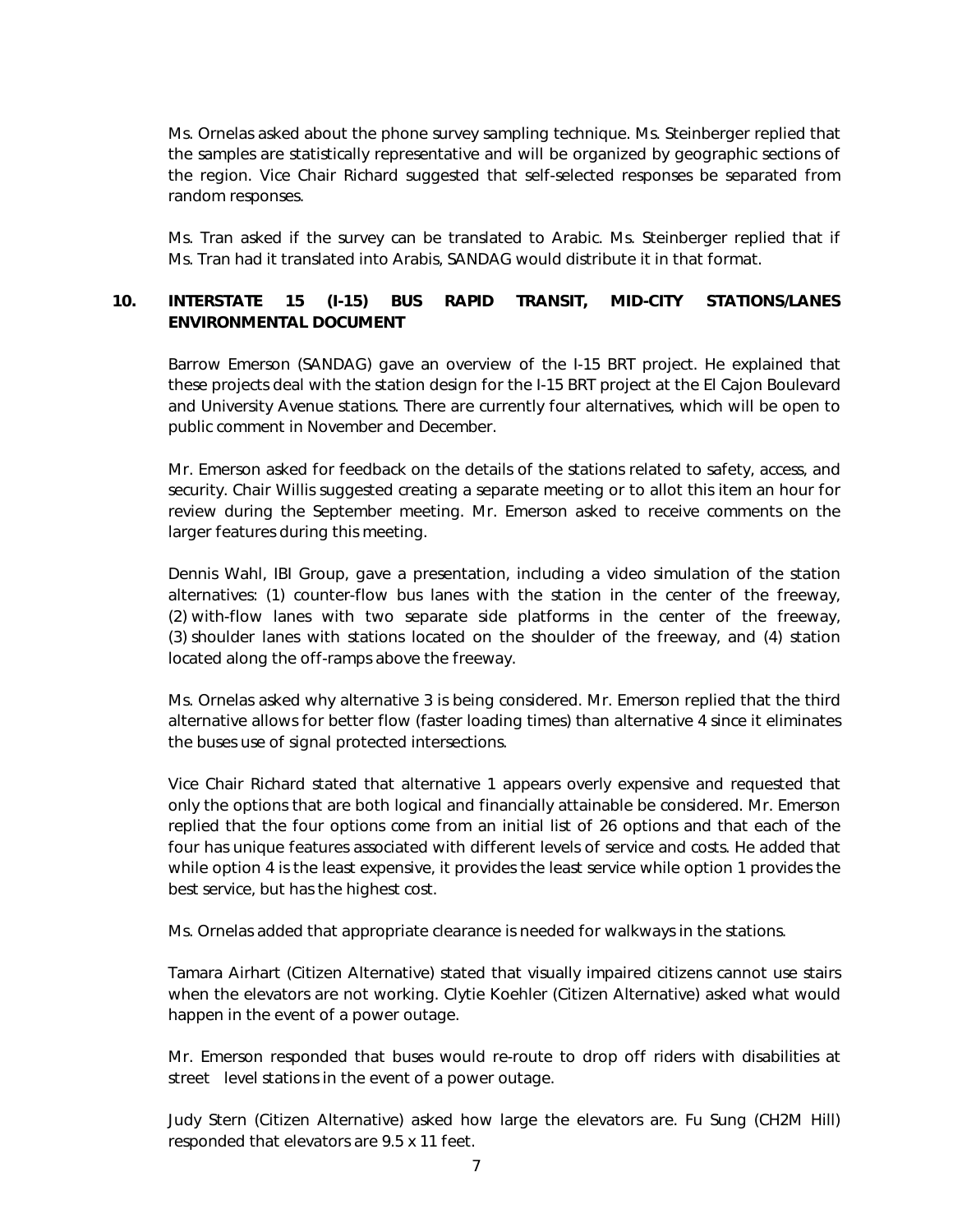Ms. Ornelas asked about the phone survey sampling technique. Ms. Steinberger replied that the samples are statistically representative and will be organized by geographic sections of the region. Vice Chair Richard suggested that self-selected responses be separated from random responses.

Ms. Tran asked if the survey can be translated to Arabic. Ms. Steinberger replied that if Ms. Tran had it translated into Arabis, SANDAG would distribute it in that format.

**10. INTERSTATE 15 (I-15) BUS RAPID TRANSIT, MID-CITY STATIONS/LANES ENVIRONMENTAL DOCUMENT**

Barrow Emerson (SANDAG) gave an overview of the I-15 BRT project. He explained that these projects deal with the station design for the I-15 BRT project at the El Cajon Boulevard and University Avenue stations. There are currently four alternatives, which will be open to public comment in November and December.

Mr. Emerson asked for feedback on the details of the stations related to safety, access, and security. Chair Willis suggested creating a separate meeting or to allot this item an hour for review during the September meeting. Mr. Emerson asked to receive comments on the larger features during this meeting.

Dennis Wahl, IBI Group, gave a presentation, including a video simulation of the station alternatives: (1) counter-flow bus lanes with the station in the center of the freeway, (2) with-flow lanes with two separate side platforms in the center of the freeway, (3) shoulder lanes with stations located on the shoulder of the freeway, and (4) station located along the off-ramps above the freeway.

Ms. Ornelas asked why alternative 3 is being considered. Mr. Emerson replied that the third alternative allows for better flow (faster loading times) than alternative 4 since it eliminates the buses use of signal protected intersections.

Vice Chair Richard stated that alternative 1 appears overly expensive and requested that only the options that are both logical and financially attainable be considered. Mr. Emerson replied that the four options come from an initial list of 26 options and that each of the four has unique features associated with different levels of service and costs. He added that while option 4 is the least expensive, it provides the least service while option 1 provides the best service, but has the highest cost.

Ms. Ornelas added that appropriate clearance is needed for walkways in the stations.

Tamara Airhart (Citizen Alternative) stated that visually impaired citizens cannot use stairs when the elevators are not working. Clytie Koehler (Citizen Alternative) asked what would happen in the event of a power outage.

Mr. Emerson responded that buses would re-route to drop off riders with disabilities at street level stations in the event of a power outage.

Judy Stern (Citizen Alternative) asked how large the elevators are. Fu Sung (CH2M Hill) responded that elevators are 9.5 x 11 feet.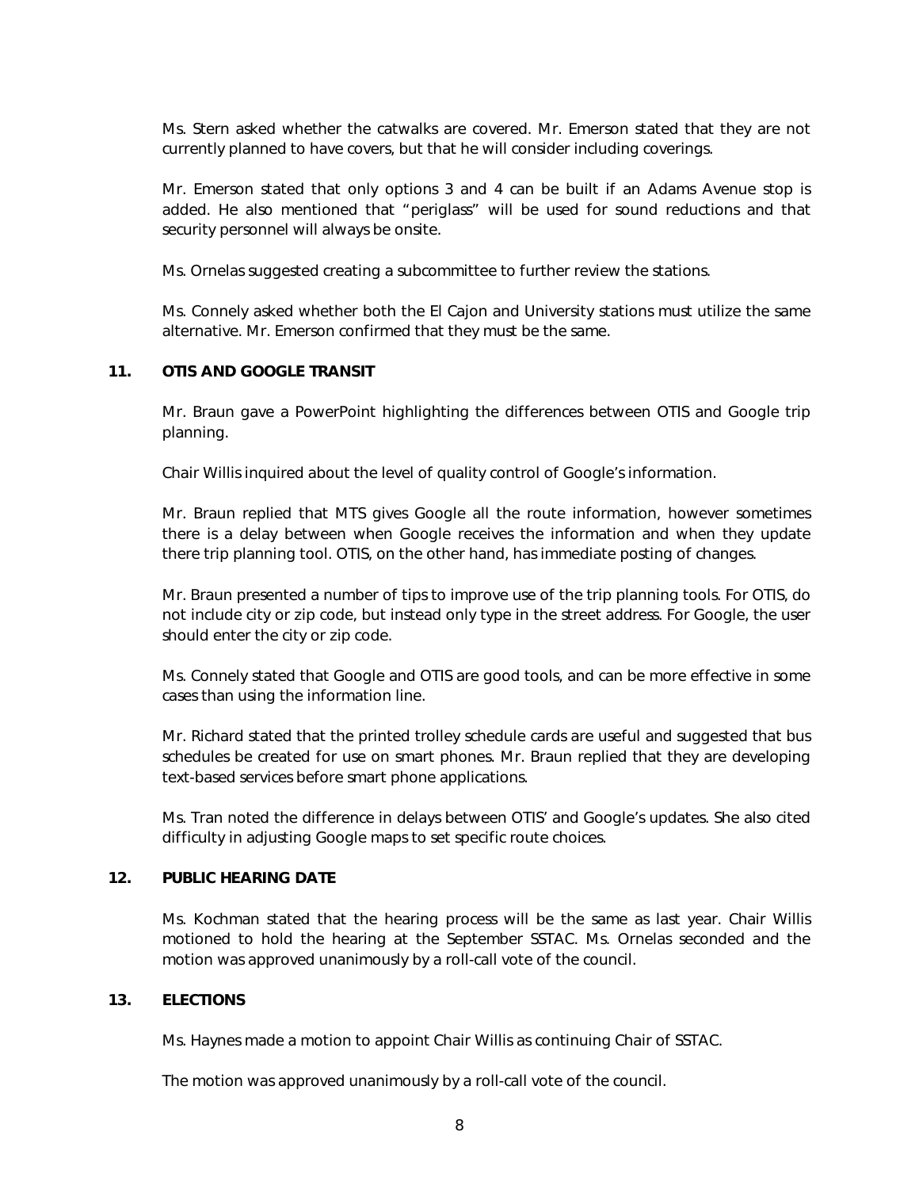Ms. Stern asked whether the catwalks are covered. Mr. Emerson stated that they are not currently planned to have covers, but that he will consider including coverings.

Mr. Emerson stated that only options 3 and 4 can be built if an Adams Avenue stop is added. He also mentioned that "periglass" will be used for sound reductions and that security personnel will always be onsite.

Ms. Ornelas suggested creating a subcommittee to further review the stations.

Ms. Connely asked whether both the El Cajon and University stations must utilize the same alternative. Mr. Emerson confirmed that they must be the same.

## 11. OTIS AND GOOGLE TRANSIT

Mr. Braun gave a PowerPoint highlighting the differences between OTIS and Google trip planning.

Chair Willis inquired about the level of quality control of Google's information.

Mr. Braun replied that MTS gives Google all the route information, however sometimes there is a delay between when Google receives the information and when they update there trip planning tool. OTIS, on the other hand, has immediate posting of changes.

Mr. Braun presented a number of tips to improve use of the trip planning tools. For OTIS, do not include city or zip code, but instead only type in the street address. For Google, the user should enter the city or zip code.

Ms. Connely stated that Google and OTIS are good tools, and can be more effective in some cases than using the information line.

Mr. Richard stated that the printed trolley schedule cards are useful and suggested that bus schedules be created for use on smart phones. Mr. Braun replied that they are developing text-based services before smart phone applications.

Ms. Tran noted the difference in delays between OTIS' and Google's updates. She also cited difficulty in adjusting Google maps to set specific route choices.

## 12. PUBLIC HEARING DATE

Ms. Kochman stated that the hearing process will be the same as last year. Chair Willis motioned to hold the hearing at the September SSTAC. Ms. Ornelas seconded and the motion was approved unanimously by a roll-call vote of the council.

## 13. ELECTIONS

Ms. Haynes made a motion to appoint Chair Willis as continuing Chair of SSTAC.

The motion was approved unanimously by a roll-call vote of the council.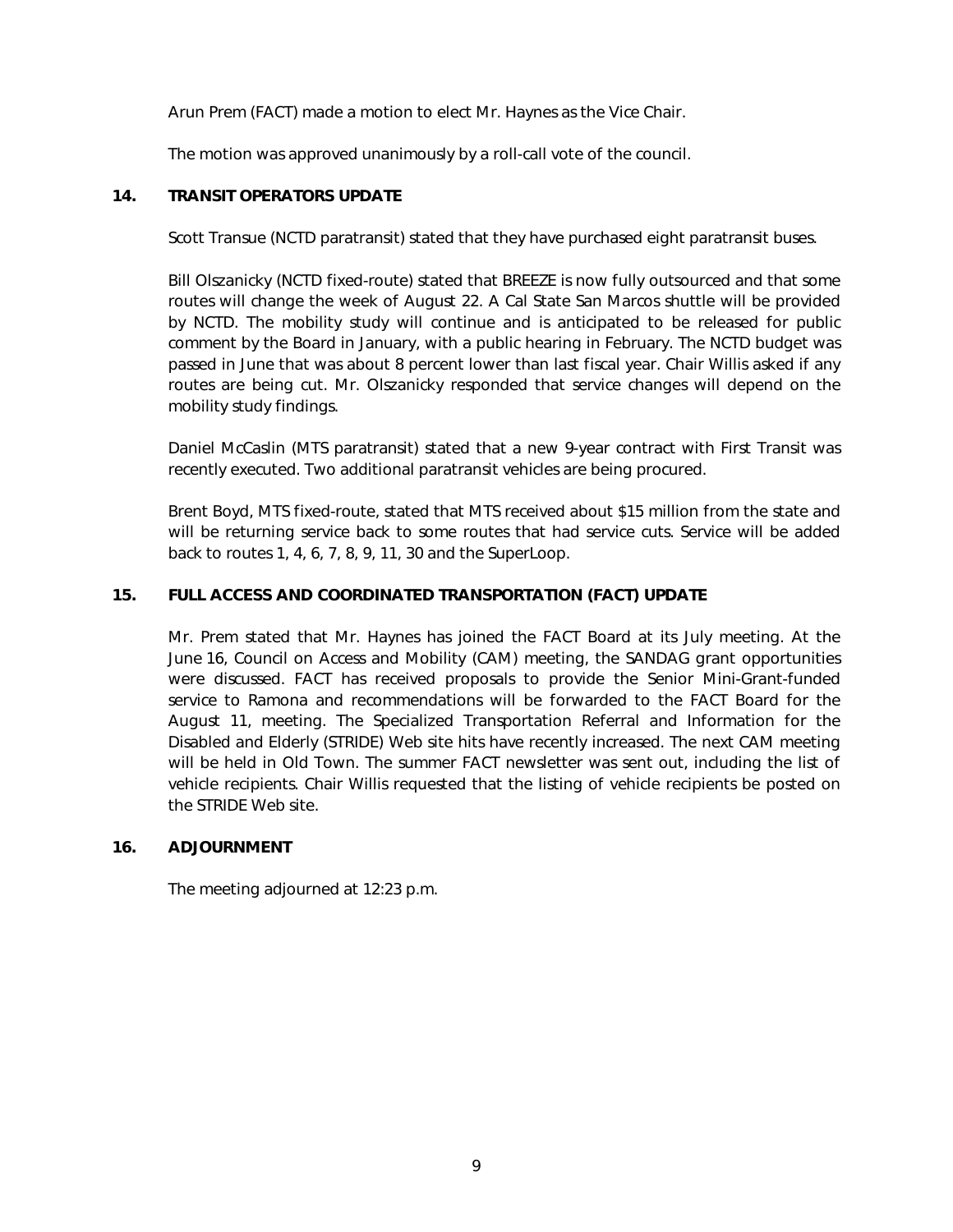Arun Prem (FACT) made a motion to elect Mr. Haynes as the Vice Chair.

The motion was approved unanimously by a roll-call vote of the council.

## 14. TRANSIT OPERATORS UPDATE

Scott Transue (NCTD paratransit) stated that they have purchased eight paratransit buses.

Bill Olszanicky (NCTD fixed-route) stated that BREEZE is now fully outsourced and that some routes will change the week of August 22. A Cal State San Marcos shuttle will be provided by NCTD. The mobility study will continue and is anticipated to be released for public comment by the Board in January, with a public hearing in February. The NCTD budget was passed in June that was about 8 percent lower than last fiscal year. Chair Willis asked if any routes are being cut. Mr. Olszanicky responded that service changes will depend on the mobility study findings.

Daniel McCaslin (MTS paratransit) stated that a new 9-year contract with First Transit was recently executed. Two additional paratransit vehicles are being procured.

Brent Boyd, MTS fixed-route, stated that MTS received about $15 million from the state and will be returning service back to some routes that had service cuts. Service will be added back to routes 1, 4, 6, 7, 8, 9, 11, 30 and the SuperLoop.

## 15. FULL ACCESS AND COORDINATED TRANSPORTATION (FACT) UPDATE

Mr. Prem stated that Mr. Haynes has joined the FACT Board at its July meeting. At the June 16, Council on Access and Mobility (CAM) meeting, the SANDAG grant opportunities were discussed. FACT has received proposals to provide the Senior Mini-Grant-funded service to Ramona and recommendations will be forwarded to the FACT Board for the August 11, meeting. The Specialized Transportation Referral and Information for the Disabled and Elderly (STRIDE) Web site hits have recently increased. The next CAM meeting will be held in Old Town. The summer FACT newsletter was sent out, including the list of vehicle recipients. Chair Willis requested that the listing of vehicle recipients be posted on the STRIDE Web site.

## 16. ADJOURNMENT

The meeting adjourned at 12:23 p.m.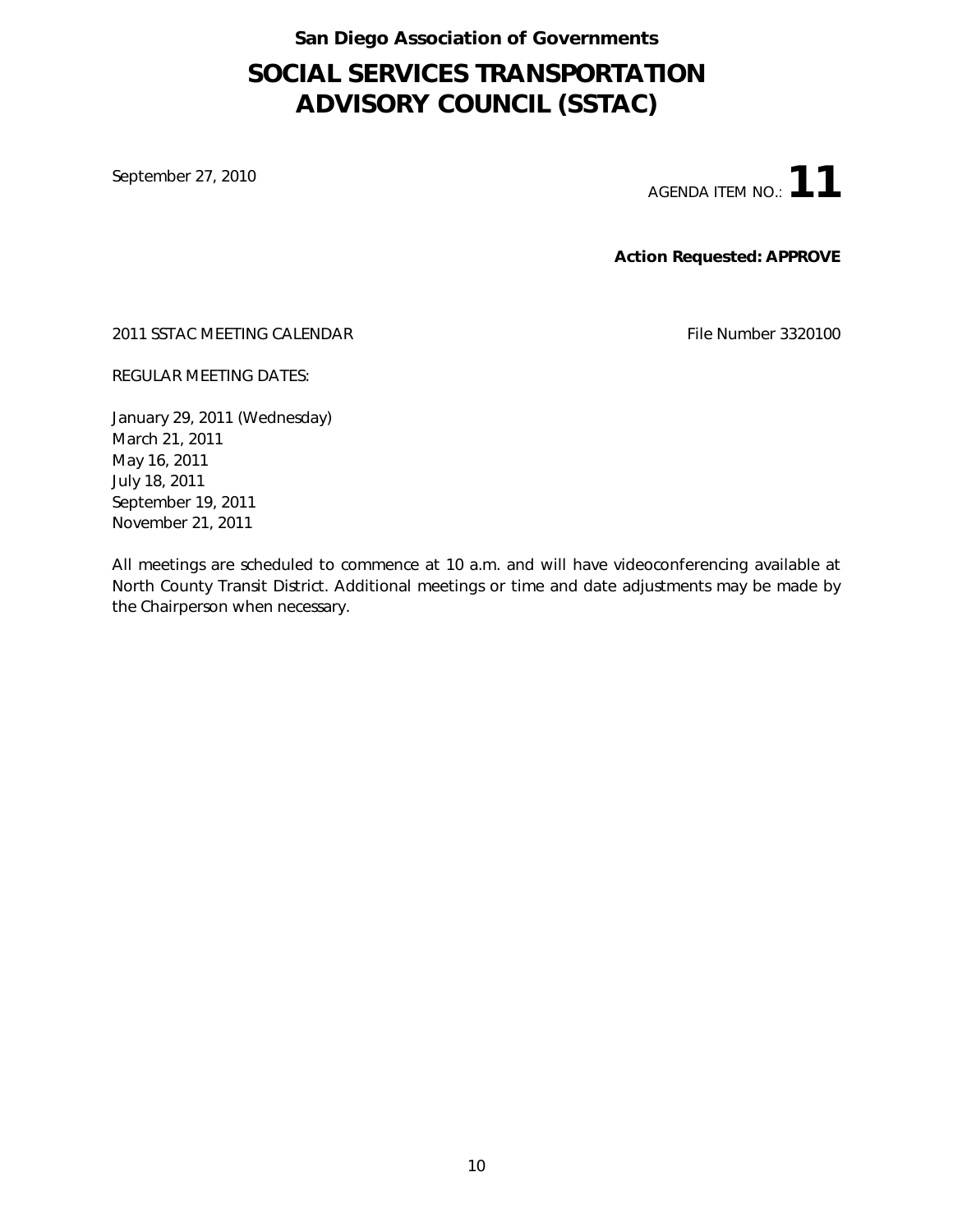**San Diego Association of Governments**

# SOCIAL SERVICES TRANSPORTATION ADVISORY COUNCIL (SSTAC)

September 27, 2010

AGENDA ITEM NO.: **11**

**Action Requested: APPROVE**

2011 SSTAC MEETING CALENDAR

File Number 3320100

REGULAR MEETING DATES:

January 29, 2011 (Wednesday)
March 21, 2011
May 16, 2011
July 18, 2011
September 19, 2011
November 21, 2011

All meetings are scheduled to commence at 10 a.m. and will have videoconferencing available at North County Transit District. Additional meetings or time and date adjustments may be made by the Chairperson when necessary.